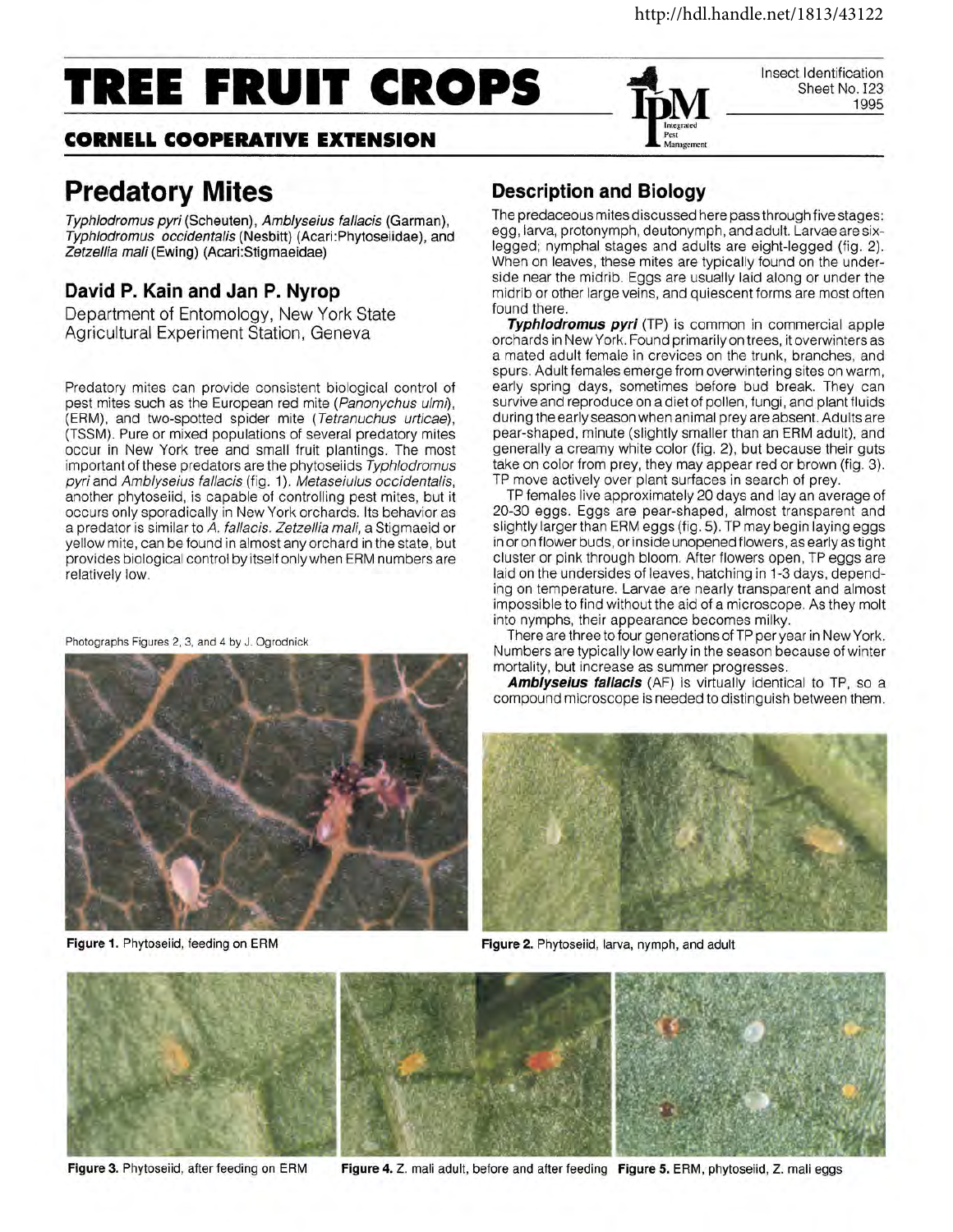http://hdl.handle.net/1813/43122

# TREE FRUIT CROPS

**CORNELL COOPERATIVE EXTENSION**

Insect Identification
Sheet No. I23
1995

# Predatory Mites

*Typhlodromus pyri* (Scheuten), *Amblyseius fallacis* (Garman), *Typhlodromus occidentalis* (Nesbitt) (Acari:Phytoseiidae), and *Zetzellia mali* (Ewing) (Acari:Stigmaeidae)

## David P. Kain and Jan P. Nyrop

Department of Entomology, New York State Agricultural Experiment Station, Geneva

Predatory mites can provide consistent biological control of pest mites such as the European red mite (*Panonychus ulmi*), (ERM), and two-spotted spider mite (*Tetranuchus urticae*), (TSSM). Pure or mixed populations of several predatory mites occur in New York tree and small fruit plantings. The most important of these predators are the phytoseiids *Typhlodromus pyri* and *Amblyseius fallacis* (fig. 1). *Metaseiulus occidentalis*, another phytoseiid, is capable of controlling pest mites, but it occurs only sporadically in New York orchards. Its behavior as a predator is similar to *A. fallacis*. *Zetzellia mali*, a Stigmaeid or yellow mite, can be found in almost any orchard in the state, but provides biological control by itself only when ERM numbers are relatively low.

Photographs Figures 2, 3, and 4 by J. Ogrodnick

## Description and Biology

The predaceous mites discussed here pass through five stages: egg, larva, protonymph, deutonymph, and adult. Larvae are six-legged; nymphal stages and adults are eight-legged (fig. 2). When on leaves, these mites are typically found on the underside near the midrib. Eggs are usually laid along or under the midrib or other large veins, and quiescent forms are most often found there.

***Typhlodromus pyri*** (TP) is common in commercial apple orchards in New York. Found primarily on trees, it overwinters as a mated adult female in crevices on the trunk, branches, and spurs. Adult females emerge from overwintering sites on warm, early spring days, sometimes before bud break. They can survive and reproduce on a diet of pollen, fungi, and plant fluids during the early season when animal prey are absent. Adults are pear-shaped, minute (slightly smaller than an ERM adult), and generally a creamy white color (fig. 2), but because their guts take on color from prey, they may appear red or brown (fig. 3). TP move actively over plant surfaces in search of prey.

TP females live approximately 20 days and lay an average of 20-30 eggs. Eggs are pear-shaped, almost transparent and slightly larger than ERM eggs (fig. 5). TP may begin laying eggs in or on flower buds, or inside unopened flowers, as early as tight cluster or pink through bloom. After flowers open, TP eggs are laid on the undersides of leaves, hatching in 1-3 days, depending on temperature. Larvae are nearly transparent and almost impossible to find without the aid of a microscope. As they molt into nymphs, their appearance becomes milky.

There are three to four generations of TP per year in New York. Numbers are typically low early in the season because of winter mortality, but increase as summer progresses.

***Amblyseius fallacis*** (AF) is virtually identical to TP, so a compound microscope is needed to distinguish between them.

**Figure 1.** Phytoseiid, feeding on ERM

**Figure 2.** Phytoseiid, larva, nymph, and adult

**Figure 3.** Phytoseiid, after feeding on ERM

**Figure 4.** Z. mali adult, before and after feeding

**Figure 5.** ERM, phytoseiid, Z. mali eggs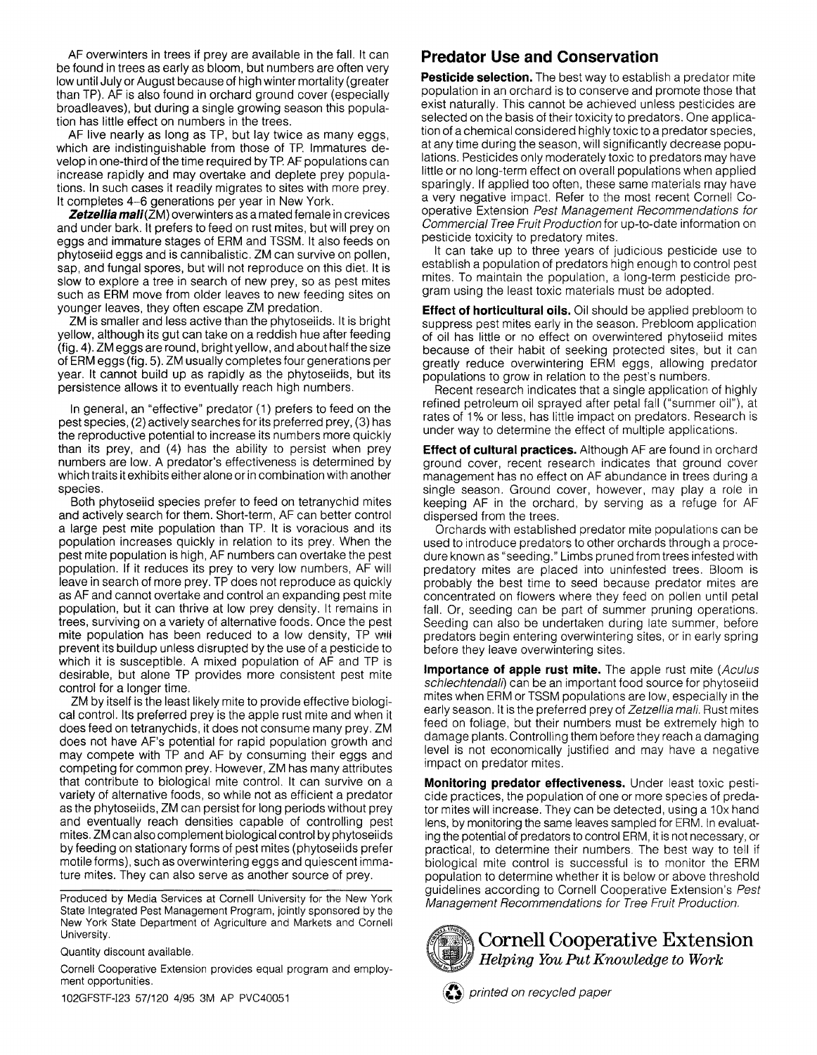AF overwinters in trees if prey are available in the fall. It can be found in trees as early as bloom, but numbers are often very low until July or August because of high winter mortality (greater than TP). AF is also found in orchard ground cover (especially broadleaves), but during a single growing season this population has little effect on numbers in the trees.

AF live nearly as long as TP, but lay twice as many eggs, which are indistinguishable from those of TP. Immatures develop in one-third of the time required by TP. AF populations can increase rapidly and may overtake and deplete prey populations. In such cases it readily migrates to sites with more prey. It completes 4–6 generations per year in New York.

***Zetzellia mali*** (ZM) overwinters as a mated female in crevices and under bark. It prefers to feed on rust mites, but will prey on eggs and immature stages of ERM and TSSM. It also feeds on phytoseiid eggs and is cannibalistic. ZM can survive on pollen, sap, and fungal spores, but will not reproduce on this diet. It is slow to explore a tree in search of new prey, so as pest mites such as ERM move from older leaves to new feeding sites on younger leaves, they often escape ZM predation.

ZM is smaller and less active than the phytoseiids. It is bright yellow, although its gut can take on a reddish hue after feeding (fig. 4). ZM eggs are round, bright yellow, and about half the size of ERM eggs (fig. 5). ZM usually completes four generations per year. It cannot build up as rapidly as the phytoseiids, but its persistence allows it to eventually reach high numbers.

In general, an "effective" predator (1) prefers to feed on the pest species, (2) actively searches for its preferred prey, (3) has the reproductive potential to increase its numbers more quickly than its prey, and (4) has the ability to persist when prey numbers are low. A predator's effectiveness is determined by which traits it exhibits either alone or in combination with another species.

Both phytoseiid species prefer to feed on tetranychid mites and actively search for them. Short-term, AF can better control a large pest mite population than TP. It is voracious and its population increases quickly in relation to its prey. When the pest mite population is high, AF numbers can overtake the pest population. If it reduces its prey to very low numbers, AF will leave in search of more prey. TP does not reproduce as quickly as AF and cannot overtake and control an expanding pest mite population, but it can thrive at low prey density. It remains in trees, surviving on a variety of alternative foods. Once the pest mite population has been reduced to a low density, TP will prevent its buildup unless disrupted by the use of a pesticide to which it is susceptible. A mixed population of AF and TP is desirable, but alone TP provides more consistent pest mite control for a longer time.

ZM by itself is the least likely mite to provide effective biological control. Its preferred prey is the apple rust mite and when it does feed on tetranychids, it does not consume many prey. ZM does not have AF's potential for rapid population growth and may compete with TP and AF by consuming their eggs and competing for common prey. However, ZM has many attributes that contribute to biological mite control. It can survive on a variety of alternative foods, so while not as efficient a predator as the phytoseiids, ZM can persist for long periods without prey and eventually reach densities capable of controlling pest mites. ZM can also complement biological control by phytoseiids by feeding on stationary forms of pest mites (phytoseiids prefer motile forms), such as overwintering eggs and quiescent immature mites. They can also serve as another source of prey.

## Predator Use and Conservation

**Pesticide selection.** The best way to establish a predator mite population in an orchard is to conserve and promote those that exist naturally. This cannot be achieved unless pesticides are selected on the basis of their toxicity to predators. One application of a chemical considered highly toxic to a predator species, at any time during the season, will significantly decrease populations. Pesticides only moderately toxic to predators may have little or no long-term effect on overall populations when applied sparingly. If applied too often, these same materials may have a very negative impact. Refer to the most recent Cornell Cooperative Extension *Pest Management Recommendations for Commercial Tree Fruit Production* for up-to-date information on pesticide toxicity to predatory mites.

It can take up to three years of judicious pesticide use to establish a population of predators high enough to control pest mites. To maintain the population, a long-term pesticide program using the least toxic materials must be adopted.

**Effect of horticultural oils.** Oil should be applied prebloom to suppress pest mites early in the season. Prebloom application of oil has little or no effect on overwintered phytoseiid mites because of their habit of seeking protected sites, but it can greatly reduce overwintering ERM eggs, allowing predator populations to grow in relation to the pest's numbers.

Recent research indicates that a single application of highly refined petroleum oil sprayed after petal fall ("summer oil"), at rates of 1% or less, has little impact on predators. Research is under way to determine the effect of multiple applications.

**Effect of cultural practices.** Although AF are found in orchard ground cover, recent research indicates that ground cover management has no effect on AF abundance in trees during a single season. Ground cover, however, may play a role in keeping AF in the orchard, by serving as a refuge for AF dispersed from the trees.

Orchards with established predator mite populations can be used to introduce predators to other orchards through a procedure known as "seeding." Limbs pruned from trees infested with predatory mites are placed into uninfested trees. Bloom is probably the best time to seed because predator mites are concentrated on flowers where they feed on pollen until petal fall. Or, seeding can be part of summer pruning operations. Seeding can also be undertaken during late summer, before predators begin entering overwintering sites, or in early spring before they leave overwintering sites.

**Importance of apple rust mite.** The apple rust mite (*Aculus schlechtendali*) can be an important food source for phytoseiid mites when ERM or TSSM populations are low, especially in the early season. It is the preferred prey of *Zetzellia mali*. Rust mites feed on foliage, but their numbers must be extremely high to damage plants. Controlling them before they reach a damaging level is not economically justified and may have a negative impact on predator mites.

**Monitoring predator effectiveness.** Under least toxic pesticide practices, the population of one or more species of predator mites will increase. They can be detected, using a 10x hand lens, by monitoring the same leaves sampled for ERM. In evaluating the potential of predators to control ERM, it is not necessary, or practical, to determine their numbers. The best way to tell if biological mite control is successful is to monitor the ERM population to determine whether it is below or above threshold guidelines according to Cornell Cooperative Extension's *Pest Management Recommendations for Tree Fruit Production.*

---

Produced by Media Services at Cornell University for the New York State Integrated Pest Management Program, jointly sponsored by the New York State Department of Agriculture and Markets and Cornell University.

Quantity discount available.

Cornell Cooperative Extension provides equal program and employment opportunities.

102GFSTF-I23 57/120 4/95 3M AP PVC40051

**Cornell Cooperative Extension**
*Helping You Put Knowledge to Work*

*printed on recycled paper*